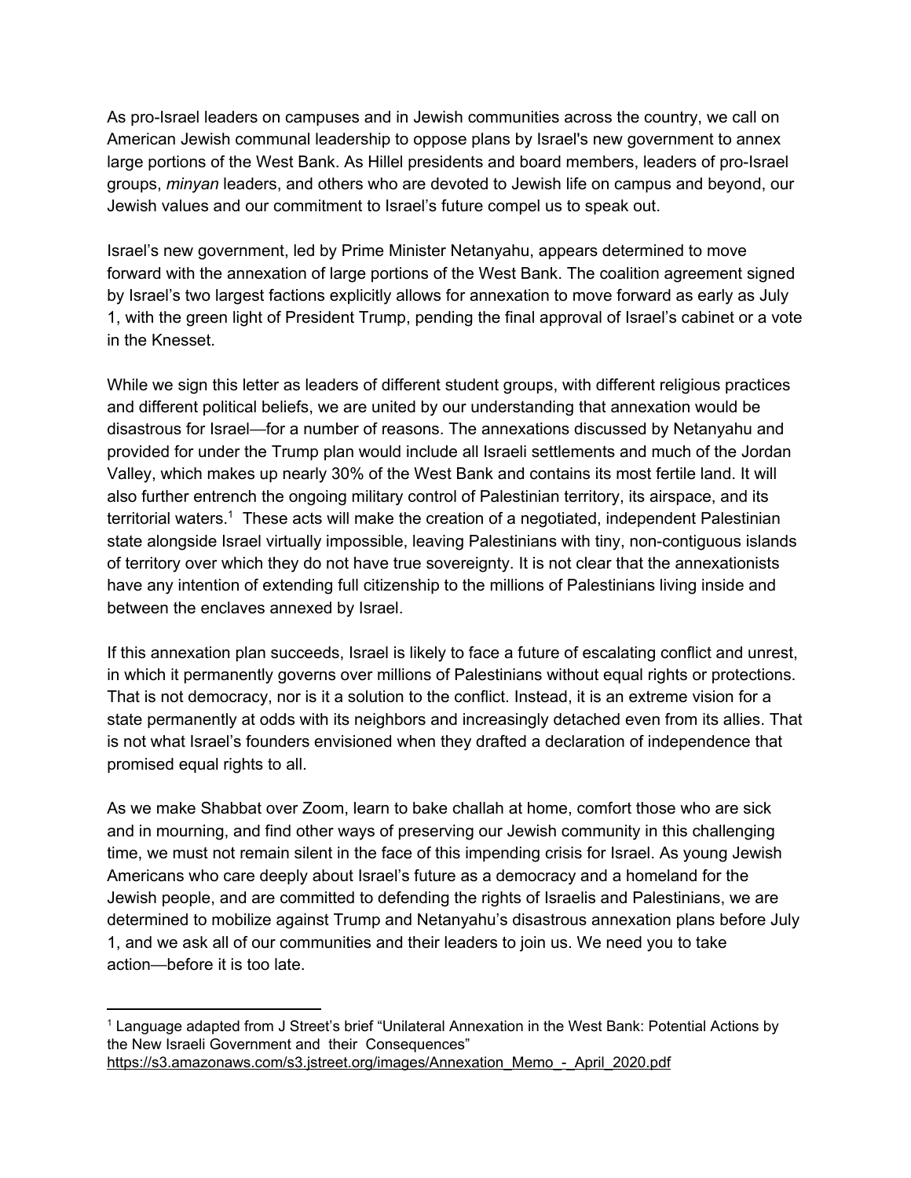As pro-Israel leaders on campuses and in Jewish communities across the country, we call on American Jewish communal leadership to oppose plans by Israel's new government to annex large portions of the West Bank. As Hillel presidents and board members, leaders of pro-Israel groups, *minyan* leaders, and others who are devoted to Jewish life on campus and beyond, our Jewish values and our commitment to Israel's future compel us to speak out.

Israel's new government, led by Prime Minister Netanyahu, appears determined to move forward with the annexation of large portions of the West Bank. The coalition agreement signed by Israel's two largest factions explicitly allows for annexation to move forward as early as July 1, with the green light of President Trump, pending the final approval of Israel's cabinet or a vote in the Knesset.

While we sign this letter as leaders of different student groups, with different religious practices and different political beliefs, we are united by our understanding that annexation would be disastrous for Israel—for a number of reasons. The annexations discussed by Netanyahu and provided for under the Trump plan would include all Israeli settlements and much of the Jordan Valley, which makes up nearly 30% of the West Bank and contains its most fertile land. It will also further entrench the ongoing military control of Palestinian territory, its airspace, and its territorial waters.[1] These acts will make the creation of a negotiated, independent Palestinian state alongside Israel virtually impossible, leaving Palestinians with tiny, non-contiguous islands of territory over which they do not have true sovereignty. It is not clear that the annexationists have any intention of extending full citizenship to the millions of Palestinians living inside and between the enclaves annexed by Israel.

If this annexation plan succeeds, Israel is likely to face a future of escalating conflict and unrest, in which it permanently governs over millions of Palestinians without equal rights or protections. That is not democracy, nor is it a solution to the conflict. Instead, it is an extreme vision for a state permanently at odds with its neighbors and increasingly detached even from its allies. That is not what Israel's founders envisioned when they drafted a declaration of independence that promised equal rights to all.

As we make Shabbat over Zoom, learn to bake challah at home, comfort those who are sick and in mourning, and find other ways of preserving our Jewish community in this challenging time, we must not remain silent in the face of this impending crisis for Israel. As young Jewish Americans who care deeply about Israel's future as a democracy and a homeland for the Jewish people, and are committed to defending the rights of Israelis and Palestinians, we are determined to mobilize against Trump and Netanyahu's disastrous annexation plans before July 1, and we ask all of our communities and their leaders to join us. We need you to take action—before it is too late.

---

[1] Language adapted from J Street's brief "Unilateral Annexation in the West Bank: Potential Actions by the New Israeli Government and their Consequences" https://s3.amazonaws.com/s3.jstreet.org/images/Annexation_Memo_-_April_2020.pdf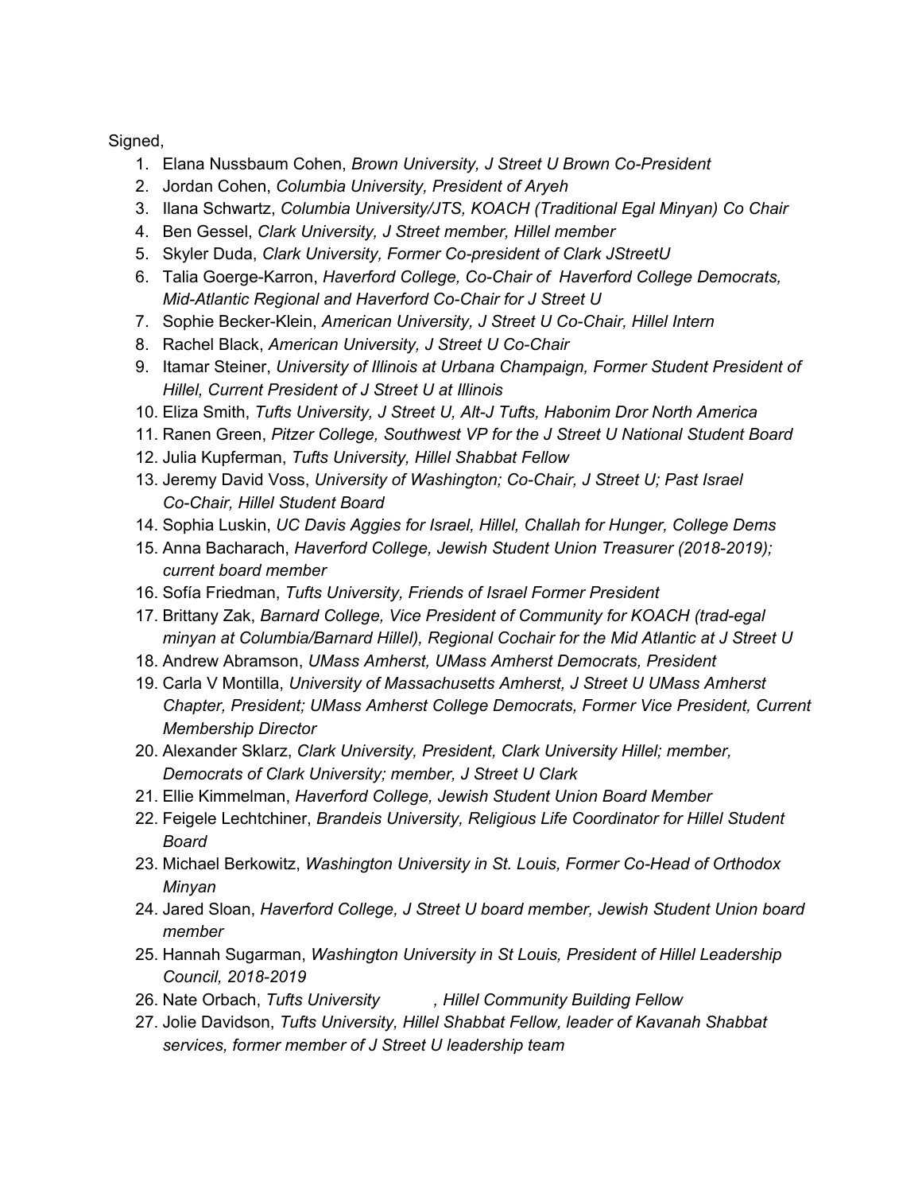Signed,

1. Elana Nussbaum Cohen, *Brown University, J Street U Brown Co-President*
2. Jordan Cohen, *Columbia University, President of Aryeh*
3. Ilana Schwartz, *Columbia University/JTS, KOACH (Traditional Egal Minyan) Co Chair*
4. Ben Gessel, *Clark University, J Street member, Hillel member*
5. Skyler Duda, *Clark University, Former Co-president of Clark JStreetU*
6. Talia Goerge-Karron, *Haverford College, Co-Chair of Haverford College Democrats, Mid-Atlantic Regional and Haverford Co-Chair for J Street U*
7. Sophie Becker-Klein, *American University, J Street U Co-Chair, Hillel Intern*
8. Rachel Black, *American University, J Street U Co-Chair*
9. Itamar Steiner, *University of Illinois at Urbana Champaign, Former Student President of Hillel, Current President of J Street U at Illinois*
10. Eliza Smith, *Tufts University, J Street U, Alt-J Tufts, Habonim Dror North America*
11. Ranen Green, *Pitzer College, Southwest VP for the J Street U National Student Board*
12. Julia Kupferman, *Tufts University, Hillel Shabbat Fellow*
13. Jeremy David Voss, *University of Washington; Co-Chair, J Street U; Past Israel Co-Chair, Hillel Student Board*
14. Sophia Luskin, *UC Davis Aggies for Israel, Hillel, Challah for Hunger, College Dems*
15. Anna Bacharach, *Haverford College, Jewish Student Union Treasurer (2018-2019); current board member*
16. Sofía Friedman, *Tufts University, Friends of Israel Former President*
17. Brittany Zak, *Barnard College, Vice President of Community for KOACH (trad-egal minyan at Columbia/Barnard Hillel), Regional Cochair for the Mid Atlantic at J Street U*
18. Andrew Abramson, *UMass Amherst, UMass Amherst Democrats, President*
19. Carla V Montilla, *University of Massachusetts Amherst, J Street U UMass Amherst Chapter, President; UMass Amherst College Democrats, Former Vice President, Current Membership Director*
20. Alexander Sklarz, *Clark University, President, Clark University Hillel; member, Democrats of Clark University; member, J Street U Clark*
21. Ellie Kimmelman, *Haverford College, Jewish Student Union Board Member*
22. Feigele Lechtchiner, *Brandeis University, Religious Life Coordinator for Hillel Student Board*
23. Michael Berkowitz, *Washington University in St. Louis, Former Co-Head of Orthodox Minyan*
24. Jared Sloan, *Haverford College, J Street U board member, Jewish Student Union board member*
25. Hannah Sugarman, *Washington University in St Louis, President of Hillel Leadership Council, 2018-2019*
26. Nate Orbach, *Tufts University, Hillel Community Building Fellow*
27. Jolie Davidson, *Tufts University, Hillel Shabbat Fellow, leader of Kavanah Shabbat services, former member of J Street U leadership team*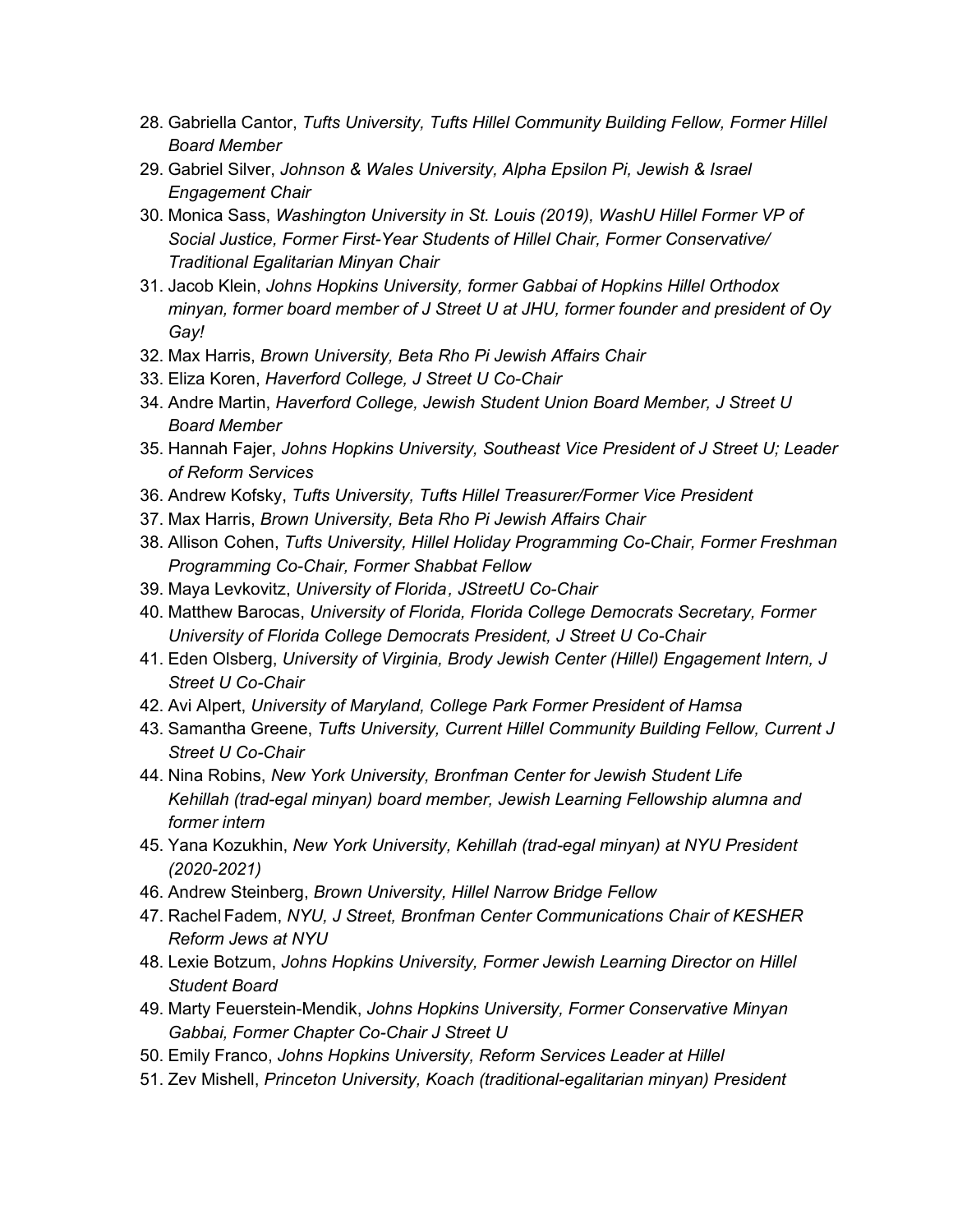28. Gabriella Cantor, *Tufts University, Tufts Hillel Community Building Fellow, Former Hillel Board Member*
29. Gabriel Silver, *Johnson & Wales University, Alpha Epsilon Pi, Jewish & Israel Engagement Chair*
30. Monica Sass, *Washington University in St. Louis (2019), WashU Hillel Former VP of Social Justice, Former First-Year Students of Hillel Chair, Former Conservative/ Traditional Egalitarian Minyan Chair*
31. Jacob Klein, *Johns Hopkins University, former Gabbai of Hopkins Hillel Orthodox minyan, former board member of J Street U at JHU, former founder and president of Oy Gay!*
32. Max Harris, *Brown University, Beta Rho Pi Jewish Affairs Chair*
33. Eliza Koren, *Haverford College, J Street U Co-Chair*
34. Andre Martin, *Haverford College, Jewish Student Union Board Member, J Street U Board Member*
35. Hannah Fajer, *Johns Hopkins University, Southeast Vice President of J Street U; Leader of Reform Services*
36. Andrew Kofsky, *Tufts University, Tufts Hillel Treasurer/Former Vice President*
37. Max Harris, *Brown University, Beta Rho Pi Jewish Affairs Chair*
38. Allison Cohen, *Tufts University, Hillel Holiday Programming Co-Chair, Former Freshman Programming Co-Chair, Former Shabbat Fellow*
39. Maya Levkovitz, *University of Florida, JStreetU Co-Chair*
40. Matthew Barocas, *University of Florida, Florida College Democrats Secretary, Former University of Florida College Democrats President, J Street U Co-Chair*
41. Eden Olsberg, *University of Virginia, Brody Jewish Center (Hillel) Engagement Intern, J Street U Co-Chair*
42. Avi Alpert, *University of Maryland, College Park Former President of Hamsa*
43. Samantha Greene, *Tufts University, Current Hillel Community Building Fellow, Current J Street U Co-Chair*
44. Nina Robins, *New York University, Bronfman Center for Jewish Student Life Kehillah (trad-egal minyan) board member, Jewish Learning Fellowship alumna and former intern*
45. Yana Kozukhin, *New York University, Kehillah (trad-egal minyan) at NYU President (2020-2021)*
46. Andrew Steinberg, *Brown University, Hillel Narrow Bridge Fellow*
47. Rachel Fadem, *NYU, J Street, Bronfman Center Communications Chair of KESHER Reform Jews at NYU*
48. Lexie Botzum, *Johns Hopkins University, Former Jewish Learning Director on Hillel Student Board*
49. Marty Feuerstein-Mendik, *Johns Hopkins University, Former Conservative Minyan Gabbai, Former Chapter Co-Chair J Street U*
50. Emily Franco, *Johns Hopkins University, Reform Services Leader at Hillel*
51. Zev Mishell, *Princeton University, Koach (traditional-egalitarian minyan) President*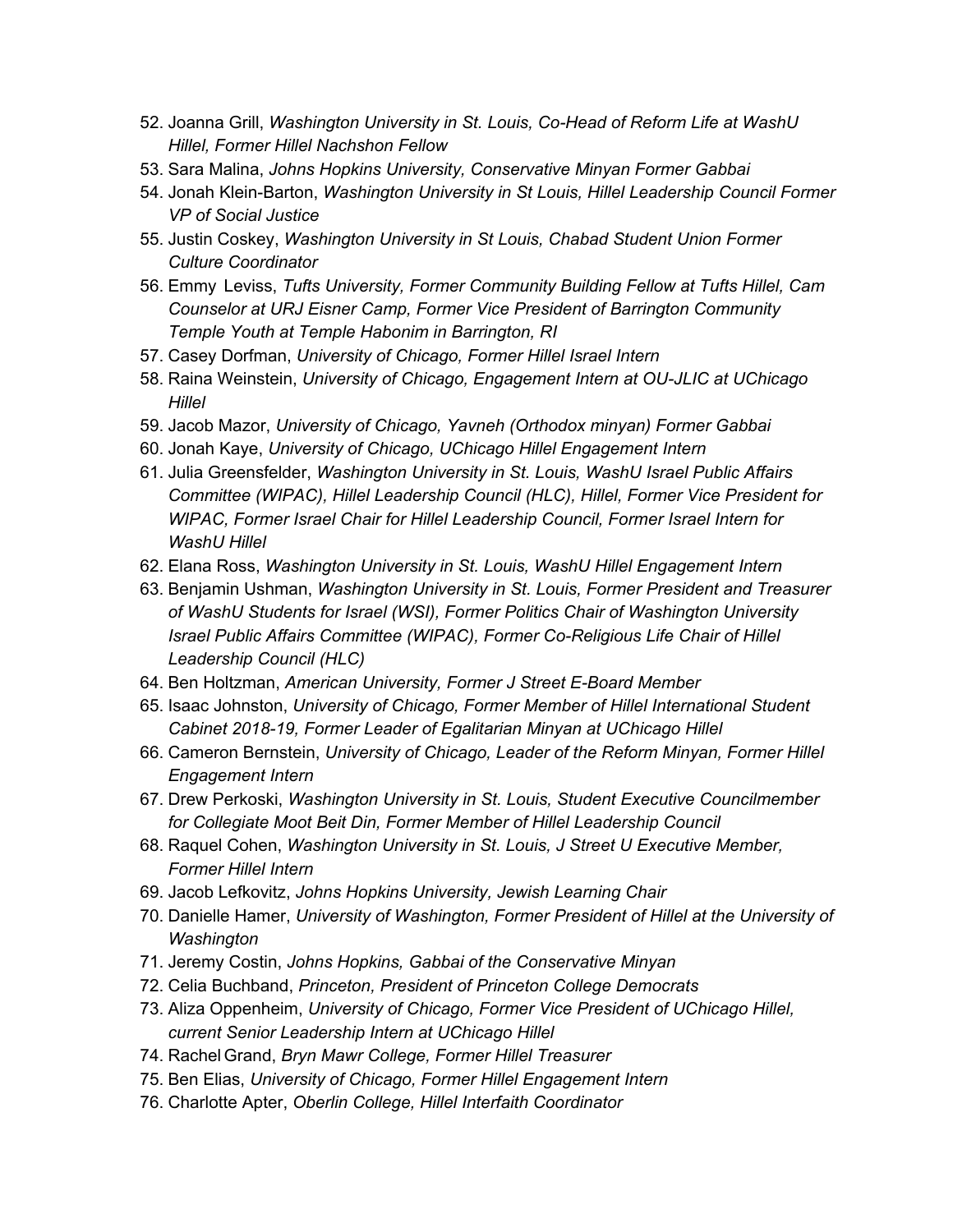52. Joanna Grill, *Washington University in St. Louis, Co-Head of Reform Life at WashU Hillel, Former Hillel Nachshon Fellow*
53. Sara Malina, *Johns Hopkins University, Conservative Minyan Former Gabbai*
54. Jonah Klein-Barton, *Washington University in St Louis, Hillel Leadership Council Former VP of Social Justice*
55. Justin Coskey, *Washington University in St Louis, Chabad Student Union Former Culture Coordinator*
56. Emmy Leviss, *Tufts University, Former Community Building Fellow at Tufts Hillel, Cam Counselor at URJ Eisner Camp, Former Vice President of Barrington Community Temple Youth at Temple Habonim in Barrington, RI*
57. Casey Dorfman, *University of Chicago, Former Hillel Israel Intern*
58. Raina Weinstein, *University of Chicago, Engagement Intern at OU-JLIC at UChicago Hillel*
59. Jacob Mazor, *University of Chicago, Yavneh (Orthodox minyan) Former Gabbai*
60. Jonah Kaye, *University of Chicago, UChicago Hillel Engagement Intern*
61. Julia Greensfelder, *Washington University in St. Louis, WashU Israel Public Affairs Committee (WIPAC), Hillel Leadership Council (HLC), Hillel, Former Vice President for WIPAC, Former Israel Chair for Hillel Leadership Council, Former Israel Intern for WashU Hillel*
62. Elana Ross, *Washington University in St. Louis, WashU Hillel Engagement Intern*
63. Benjamin Ushman, *Washington University in St. Louis, Former President and Treasurer of WashU Students for Israel (WSI), Former Politics Chair of Washington University Israel Public Affairs Committee (WIPAC), Former Co-Religious Life Chair of Hillel Leadership Council (HLC)*
64. Ben Holtzman, *American University, Former J Street E-Board Member*
65. Isaac Johnston, *University of Chicago, Former Member of Hillel International Student Cabinet 2018-19, Former Leader of Egalitarian Minyan at UChicago Hillel*
66. Cameron Bernstein, *University of Chicago, Leader of the Reform Minyan, Former Hillel Engagement Intern*
67. Drew Perkoski, *Washington University in St. Louis, Student Executive Councilmember for Collegiate Moot Beit Din, Former Member of Hillel Leadership Council*
68. Raquel Cohen, *Washington University in St. Louis, J Street U Executive Member, Former Hillel Intern*
69. Jacob Lefkovitz, *Johns Hopkins University, Jewish Learning Chair*
70. Danielle Hamer, *University of Washington, Former President of Hillel at the University of Washington*
71. Jeremy Costin, *Johns Hopkins, Gabbai of the Conservative Minyan*
72. Celia Buchband, *Princeton, President of Princeton College Democrats*
73. Aliza Oppenheim, *University of Chicago, Former Vice President of UChicago Hillel, current Senior Leadership Intern at UChicago Hillel*
74. Rachel Grand, *Bryn Mawr College, Former Hillel Treasurer*
75. Ben Elias, *University of Chicago, Former Hillel Engagement Intern*
76. Charlotte Apter, *Oberlin College, Hillel Interfaith Coordinator*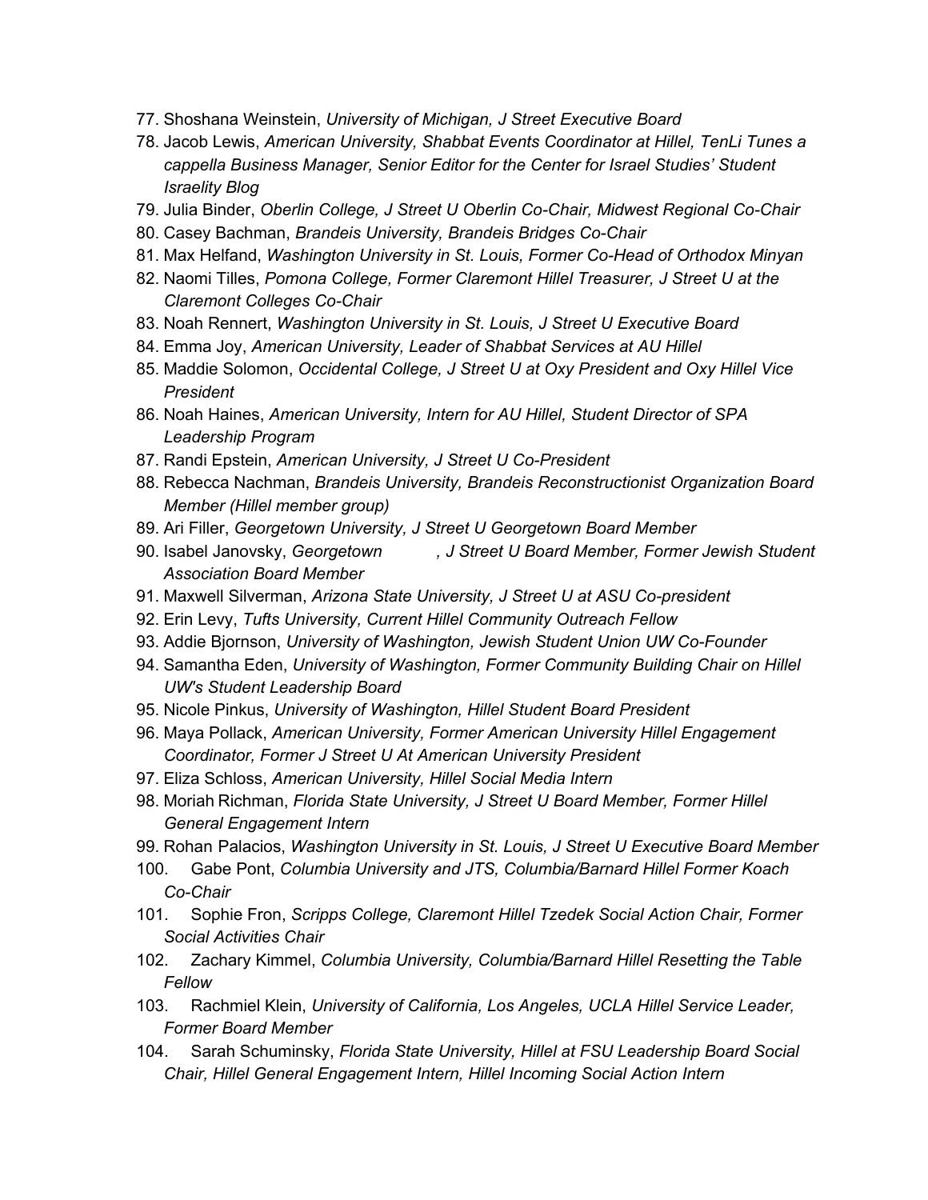77. Shoshana Weinstein, *University of Michigan, J Street Executive Board*
78. Jacob Lewis, *American University, Shabbat Events Coordinator at Hillel, TenLi Tunes a cappella Business Manager, Senior Editor for the Center for Israel Studies' Student Israelity Blog*
79. Julia Binder, *Oberlin College, J Street U Oberlin Co-Chair, Midwest Regional Co-Chair*
80. Casey Bachman, *Brandeis University, Brandeis Bridges Co-Chair*
81. Max Helfand, *Washington University in St. Louis, Former Co-Head of Orthodox Minyan*
82. Naomi Tilles, *Pomona College, Former Claremont Hillel Treasurer, J Street U at the Claremont Colleges Co-Chair*
83. Noah Rennert, *Washington University in St. Louis, J Street U Executive Board*
84. Emma Joy, *American University, Leader of Shabbat Services at AU Hillel*
85. Maddie Solomon, *Occidental College, J Street U at Oxy President and Oxy Hillel Vice President*
86. Noah Haines, *American University, Intern for AU Hillel, Student Director of SPA Leadership Program*
87. Randi Epstein, *American University, J Street U Co-President*
88. Rebecca Nachman, *Brandeis University, Brandeis Reconstructionist Organization Board Member (Hillel member group)*
89. Ari Filler, *Georgetown University, J Street U Georgetown Board Member*
90. Isabel Janovsky, *Georgetown , J Street U Board Member, Former Jewish Student Association Board Member*
91. Maxwell Silverman, *Arizona State University, J Street U at ASU Co-president*
92. Erin Levy, *Tufts University, Current Hillel Community Outreach Fellow*
93. Addie Bjornson, *University of Washington, Jewish Student Union UW Co-Founder*
94. Samantha Eden, *University of Washington, Former Community Building Chair on Hillel UW's Student Leadership Board*
95. Nicole Pinkus, *University of Washington, Hillel Student Board President*
96. Maya Pollack, *American University, Former American University Hillel Engagement Coordinator, Former J Street U At American University President*
97. Eliza Schloss, *American University, Hillel Social Media Intern*
98. Moriah Richman, *Florida State University, J Street U Board Member, Former Hillel General Engagement Intern*
99. Rohan Palacios, *Washington University in St. Louis, J Street U Executive Board Member*
100. Gabe Pont, *Columbia University and JTS, Columbia/Barnard Hillel Former Koach Co-Chair*
101. Sophie Fron, *Scripps College, Claremont Hillel Tzedek Social Action Chair, Former Social Activities Chair*
102. Zachary Kimmel, *Columbia University, Columbia/Barnard Hillel Resetting the Table Fellow*
103. Rachmiel Klein, *University of California, Los Angeles, UCLA Hillel Service Leader, Former Board Member*
104. Sarah Schuminsky, *Florida State University, Hillel at FSU Leadership Board Social Chair, Hillel General Engagement Intern, Hillel Incoming Social Action Intern*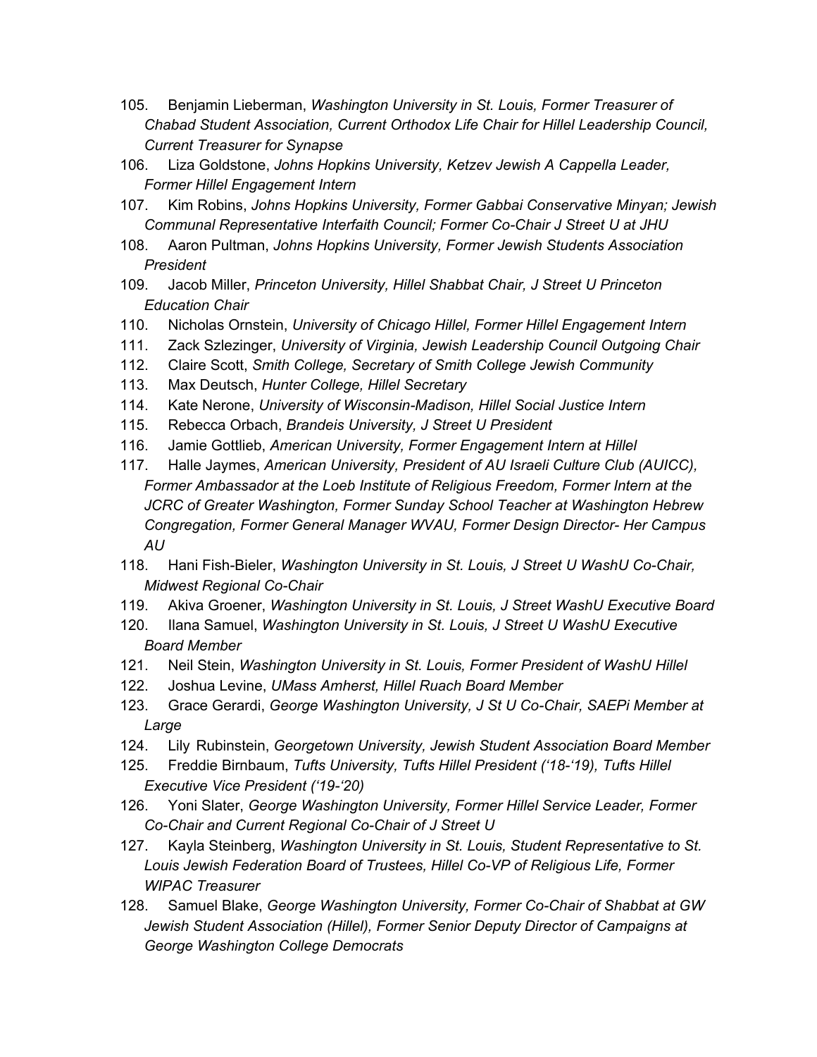105. Benjamin Lieberman, *Washington University in St. Louis, Former Treasurer of Chabad Student Association, Current Orthodox Life Chair for Hillel Leadership Council, Current Treasurer for Synapse*
106. Liza Goldstone, *Johns Hopkins University, Ketzev Jewish A Cappella Leader, Former Hillel Engagement Intern*
107. Kim Robins, *Johns Hopkins University, Former Gabbai Conservative Minyan; Jewish Communal Representative Interfaith Council; Former Co-Chair J Street U at JHU*
108. Aaron Pultman, *Johns Hopkins University, Former Jewish Students Association President*
109. Jacob Miller, *Princeton University, Hillel Shabbat Chair, J Street U Princeton Education Chair*
110. Nicholas Ornstein, *University of Chicago Hillel, Former Hillel Engagement Intern*
111. Zack Szlezinger, *University of Virginia, Jewish Leadership Council Outgoing Chair*
112. Claire Scott, *Smith College, Secretary of Smith College Jewish Community*
113. Max Deutsch, *Hunter College, Hillel Secretary*
114. Kate Nerone, *University of Wisconsin-Madison, Hillel Social Justice Intern*
115. Rebecca Orbach, *Brandeis University, J Street U President*
116. Jamie Gottlieb, *American University, Former Engagement Intern at Hillel*
117. Halle Jaymes, *American University, President of AU Israeli Culture Club (AUICC), Former Ambassador at the Loeb Institute of Religious Freedom, Former Intern at the JCRC of Greater Washington, Former Sunday School Teacher at Washington Hebrew Congregation, Former General Manager WVAU, Former Design Director- Her Campus AU*
118. Hani Fish-Bieler, *Washington University in St. Louis, J Street U WashU Co-Chair, Midwest Regional Co-Chair*
119. Akiva Groener, *Washington University in St. Louis, J Street WashU Executive Board*
120. Ilana Samuel, *Washington University in St. Louis, J Street U WashU Executive Board Member*
121. Neil Stein, *Washington University in St. Louis, Former President of WashU Hillel*
122. Joshua Levine, *UMass Amherst, Hillel Ruach Board Member*
123. Grace Gerardi, *George Washington University, J St U Co-Chair, SAEPi Member at Large*
124. Lily Rubinstein, *Georgetown University, Jewish Student Association Board Member*
125. Freddie Birnbaum, *Tufts University, Tufts Hillel President ('18-'19), Tufts Hillel Executive Vice President ('19-'20)*
126. Yoni Slater, *George Washington University, Former Hillel Service Leader, Former Co-Chair and Current Regional Co-Chair of J Street U*
127. Kayla Steinberg, *Washington University in St. Louis, Student Representative to St. Louis Jewish Federation Board of Trustees, Hillel Co-VP of Religious Life, Former WIPAC Treasurer*
128. Samuel Blake, *George Washington University, Former Co-Chair of Shabbat at GW Jewish Student Association (Hillel), Former Senior Deputy Director of Campaigns at George Washington College Democrats*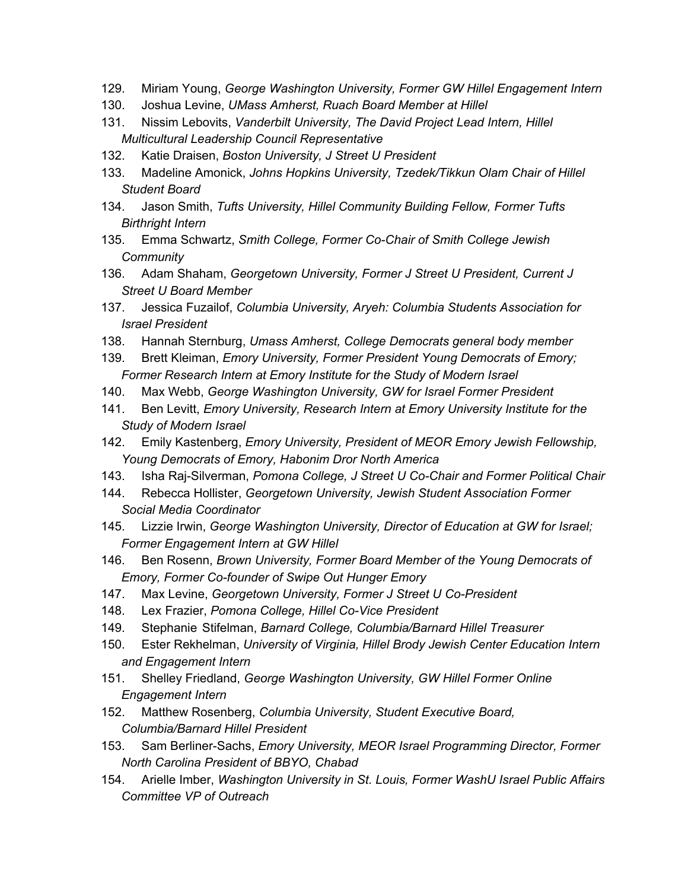129. Miriam Young, *George Washington University, Former GW Hillel Engagement Intern*
130. Joshua Levine, *UMass Amherst, Ruach Board Member at Hillel*
131. Nissim Lebovits, *Vanderbilt University, The David Project Lead Intern, Hillel Multicultural Leadership Council Representative*
132. Katie Draisen, *Boston University, J Street U President*
133. Madeline Amonick, *Johns Hopkins University, Tzedek/Tikkun Olam Chair of Hillel Student Board*
134. Jason Smith, *Tufts University, Hillel Community Building Fellow, Former Tufts Birthright Intern*
135. Emma Schwartz, *Smith College, Former Co-Chair of Smith College Jewish Community*
136. Adam Shaham, *Georgetown University, Former J Street U President, Current J Street U Board Member*
137. Jessica Fuzailof, *Columbia University, Aryeh: Columbia Students Association for Israel President*
138. Hannah Sternburg, *Umass Amherst, College Democrats general body member*
139. Brett Kleiman, *Emory University, Former President Young Democrats of Emory; Former Research Intern at Emory Institute for the Study of Modern Israel*
140. Max Webb, *George Washington University, GW for Israel Former President*
141. Ben Levitt, *Emory University, Research Intern at Emory University Institute for the Study of Modern Israel*
142. Emily Kastenberg, *Emory University, President of MEOR Emory Jewish Fellowship, Young Democrats of Emory, Habonim Dror North America*
143. Isha Raj-Silverman, *Pomona College, J Street U Co-Chair and Former Political Chair*
144. Rebecca Hollister, *Georgetown University, Jewish Student Association Former Social Media Coordinator*
145. Lizzie Irwin, *George Washington University, Director of Education at GW for Israel; Former Engagement Intern at GW Hillel*
146. Ben Rosenn, *Brown University, Former Board Member of the Young Democrats of Emory, Former Co-founder of Swipe Out Hunger Emory*
147. Max Levine, *Georgetown University, Former J Street U Co-President*
148. Lex Frazier, *Pomona College, Hillel Co-Vice President*
149. Stephanie Stifelman, *Barnard College, Columbia/Barnard Hillel Treasurer*
150. Ester Rekhelman, *University of Virginia, Hillel Brody Jewish Center Education Intern and Engagement Intern*
151. Shelley Friedland, *George Washington University, GW Hillel Former Online Engagement Intern*
152. Matthew Rosenberg, *Columbia University, Student Executive Board, Columbia/Barnard Hillel President*
153. Sam Berliner-Sachs, *Emory University, MEOR Israel Programming Director, Former North Carolina President of BBYO, Chabad*
154. Arielle Imber, *Washington University in St. Louis, Former WashU Israel Public Affairs Committee VP of Outreach*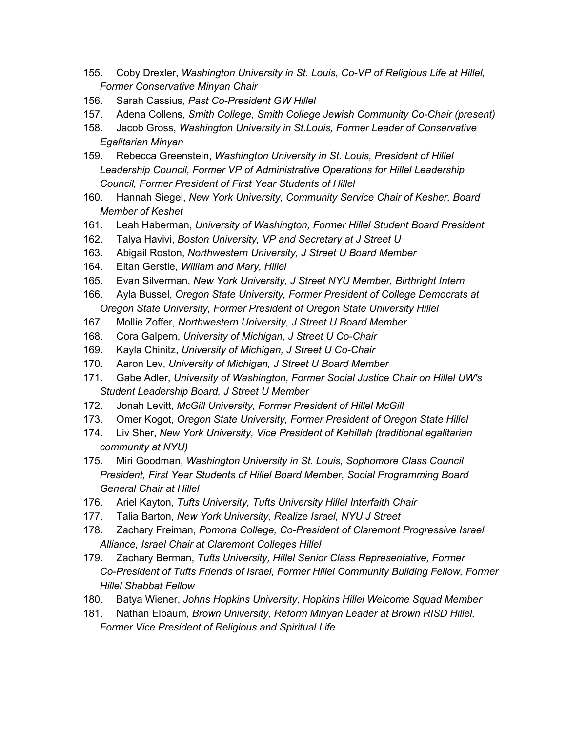155. Coby Drexler, *Washington University in St. Louis, Co-VP of Religious Life at Hillel, Former Conservative Minyan Chair*
156. Sarah Cassius, *Past Co-President GW Hillel*
157. Adena Collens, *Smith College, Smith College Jewish Community Co-Chair (present)*
158. Jacob Gross, *Washington University in St.Louis, Former Leader of Conservative Egalitarian Minyan*
159. Rebecca Greenstein, *Washington University in St. Louis, President of Hillel Leadership Council, Former VP of Administrative Operations for Hillel Leadership Council, Former President of First Year Students of Hillel*
160. Hannah Siegel, *New York University, Community Service Chair of Kesher, Board Member of Keshet*
161. Leah Haberman, *University of Washington, Former Hillel Student Board President*
162. Talya Havivi, *Boston University, VP and Secretary at J Street U*
163. Abigail Roston, *Northwestern University, J Street U Board Member*
164. Eitan Gerstle, *William and Mary, Hillel*
165. Evan Silverman, *New York University, J Street NYU Member, Birthright Intern*
166. Ayla Bussel, *Oregon State University, Former President of College Democrats at Oregon State University, Former President of Oregon State University Hillel*
167. Mollie Zoffer, *Northwestern University, J Street U Board Member*
168. Cora Galpern, *University of Michigan, J Street U Co-Chair*
169. Kayla Chinitz, *University of Michigan, J Street U Co-Chair*
170. Aaron Lev, *University of Michigan, J Street U Board Member*
171. Gabe Adler, *University of Washington, Former Social Justice Chair on Hillel UW's Student Leadership Board, J Street U Member*
172. Jonah Levitt, *McGill University, Former President of Hillel McGill*
173. Omer Kogot, *Oregon State University, Former President of Oregon State Hillel*
174. Liv Sher, *New York University, Vice President of Kehillah (traditional egalitarian community at NYU)*
175. Miri Goodman, *Washington University in St. Louis, Sophomore Class Council President, First Year Students of Hillel Board Member, Social Programming Board General Chair at Hillel*
176. Ariel Kayton, *Tufts University, Tufts University Hillel Interfaith Chair*
177. Talia Barton, *New York University, Realize Israel, NYU J Street*
178. Zachary Freiman, *Pomona College, Co-President of Claremont Progressive Israel Alliance, Israel Chair at Claremont Colleges Hillel*
179. Zachary Berman, *Tufts University, Hillel Senior Class Representative, Former Co-President of Tufts Friends of Israel, Former Hillel Community Building Fellow, Former Hillel Shabbat Fellow*
180. Batya Wiener, *Johns Hopkins University, Hopkins Hillel Welcome Squad Member*
181. Nathan Elbaum, *Brown University, Reform Minyan Leader at Brown RISD Hillel, Former Vice President of Religious and Spiritual Life*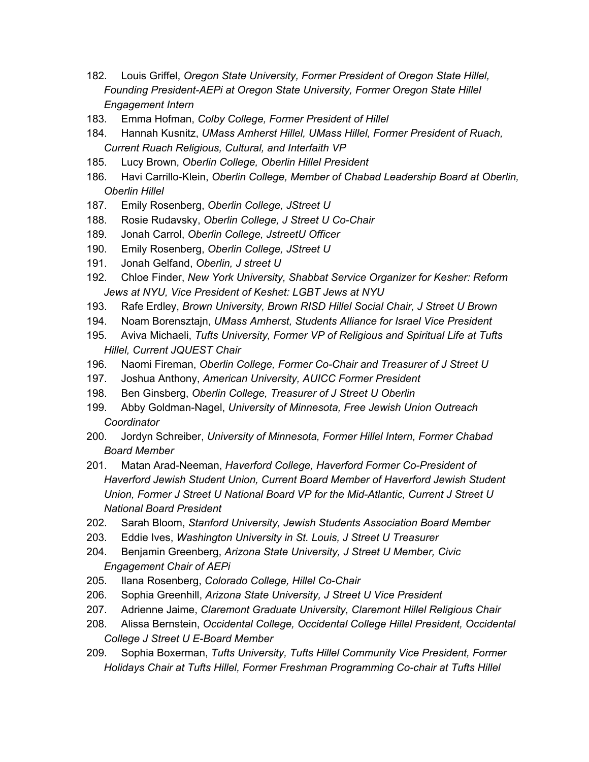182. Louis Griffel, *Oregon State University, Former President of Oregon State Hillel, Founding President-AEPi at Oregon State University, Former Oregon State Hillel Engagement Intern*
183. Emma Hofman, *Colby College, Former President of Hillel*
184. Hannah Kusnitz, *UMass Amherst Hillel, UMass Hillel, Former President of Ruach, Current Ruach Religious, Cultural, and Interfaith VP*
185. Lucy Brown, *Oberlin College, Oberlin Hillel President*
186. Havi Carrillo-Klein, *Oberlin College, Member of Chabad Leadership Board at Oberlin, Oberlin Hillel*
187. Emily Rosenberg, *Oberlin College, JStreet U*
188. Rosie Rudavsky, *Oberlin College, J Street U Co-Chair*
189. Jonah Carrol, *Oberlin College, JstreetU Officer*
190. Emily Rosenberg, *Oberlin College, JStreet U*
191. Jonah Gelfand, *Oberlin, J street U*
192. Chloe Finder, *New York University, Shabbat Service Organizer for Kesher: Reform Jews at NYU, Vice President of Keshet: LGBT Jews at NYU*
193. Rafe Erdley, *Brown University, Brown RISD Hillel Social Chair, J Street U Brown*
194. Noam Borensztajn, *UMass Amherst, Students Alliance for Israel Vice President*
195. Aviva Michaeli, *Tufts University, Former VP of Religious and Spiritual Life at Tufts Hillel, Current JQUEST Chair*
196. Naomi Fireman, *Oberlin College, Former Co-Chair and Treasurer of J Street U*
197. Joshua Anthony, *American University, AUICC Former President*
198. Ben Ginsberg, *Oberlin College, Treasurer of J Street U Oberlin*
199. Abby Goldman-Nagel, *University of Minnesota, Free Jewish Union Outreach Coordinator*
200. Jordyn Schreiber, *University of Minnesota, Former Hillel Intern, Former Chabad Board Member*
201. Matan Arad-Neeman, *Haverford College, Haverford Former Co-President of Haverford Jewish Student Union, Current Board Member of Haverford Jewish Student Union, Former J Street U National Board VP for the Mid-Atlantic, Current J Street U National Board President*
202. Sarah Bloom, *Stanford University, Jewish Students Association Board Member*
203. Eddie Ives, *Washington University in St. Louis, J Street U Treasurer*
204. Benjamin Greenberg, *Arizona State University, J Street U Member, Civic Engagement Chair of AEPi*
205. Ilana Rosenberg, *Colorado College, Hillel Co-Chair*
206. Sophia Greenhill, *Arizona State University, J Street U Vice President*
207. Adrienne Jaime, *Claremont Graduate University, Claremont Hillel Religious Chair*
208. Alissa Bernstein, *Occidental College, Occidental College Hillel President, Occidental College J Street U E-Board Member*
209. Sophia Boxerman, *Tufts University, Tufts Hillel Community Vice President, Former Holidays Chair at Tufts Hillel, Former Freshman Programming Co-chair at Tufts Hillel*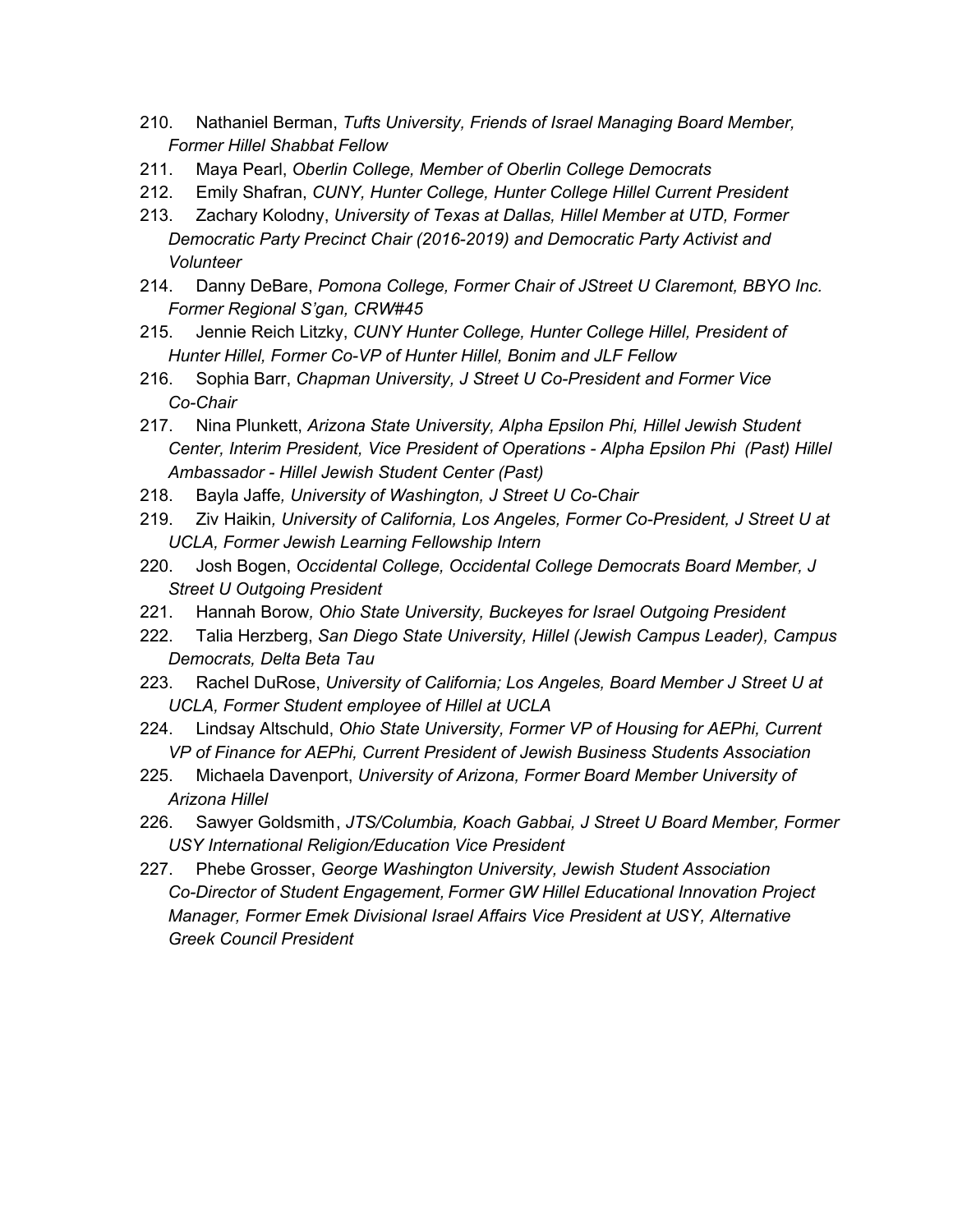210. Nathaniel Berman, *Tufts University, Friends of Israel Managing Board Member, Former Hillel Shabbat Fellow*
211. Maya Pearl, *Oberlin College, Member of Oberlin College Democrats*
212. Emily Shafran, *CUNY, Hunter College, Hunter College Hillel Current President*
213. Zachary Kolodny, *University of Texas at Dallas, Hillel Member at UTD, Former Democratic Party Precinct Chair (2016-2019) and Democratic Party Activist and Volunteer*
214. Danny DeBare, *Pomona College, Former Chair of JStreet U Claremont, BBYO Inc. Former Regional S'gan, CRW#45*
215. Jennie Reich Litzky, *CUNY Hunter College, Hunter College Hillel, President of Hunter Hillel, Former Co-VP of Hunter Hillel, Bonim and JLF Fellow*
216. Sophia Barr, *Chapman University, J Street U Co-President and Former Vice Co-Chair*
217. Nina Plunkett, *Arizona State University, Alpha Epsilon Phi, Hillel Jewish Student Center, Interim President, Vice President of Operations - Alpha Epsilon Phi (Past) Hillel Ambassador - Hillel Jewish Student Center (Past)*
218. Bayla Jaffe*, University of Washington, J Street U Co-Chair*
219. Ziv Haikin*, University of California, Los Angeles, Former Co-President, J Street U at UCLA, Former Jewish Learning Fellowship Intern*
220. Josh Bogen, *Occidental College, Occidental College Democrats Board Member, J Street U Outgoing President*
221. Hannah Borow*, Ohio State University, Buckeyes for Israel Outgoing President*
222. Talia Herzberg, *San Diego State University, Hillel (Jewish Campus Leader), Campus Democrats, Delta Beta Tau*
223. Rachel DuRose, *University of California; Los Angeles, Board Member J Street U at UCLA, Former Student employee of Hillel at UCLA*
224. Lindsay Altschuld, *Ohio State University, Former VP of Housing for AEPhi, Current VP of Finance for AEPhi, Current President of Jewish Business Students Association*
225. Michaela Davenport, *University of Arizona, Former Board Member University of Arizona Hillel*
226. Sawyer Goldsmith, *JTS/Columbia, Koach Gabbai, J Street U Board Member, Former USY International Religion/Education Vice President*
227. Phebe Grosser, *George Washington University, Jewish Student Association Co-Director of Student Engagement, Former GW Hillel Educational Innovation Project Manager, Former Emek Divisional Israel Affairs Vice President at USY, Alternative Greek Council President*